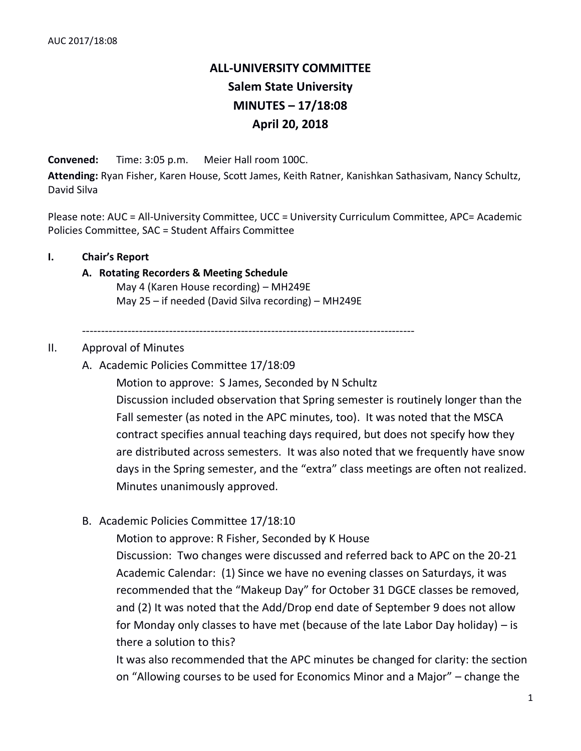# ALL-UNIVERSITY COMMITTEE
## Salem State University
## MINUTES – 17/18:08
## April 20, 2018

**Convened:** Time: 3:05 p.m. Meier Hall room 100C.

**Attending:** Ryan Fisher, Karen House, Scott James, Keith Ratner, Kanishkan Sathasivam, Nancy Schultz, David Silva

Please note: AUC = All-University Committee, UCC = University Curriculum Committee, APC= Academic Policies Committee, SAC = Student Affairs Committee

**I. Chair's Report**

**A. Rotating Recorders & Meeting Schedule**

May 4 (Karen House recording) – MH249E
May 25 – if needed (David Silva recording) – MH249E

---

II. Approval of Minutes

A. Academic Policies Committee 17/18:09

Motion to approve: S James, Seconded by N Schultz

Discussion included observation that Spring semester is routinely longer than the Fall semester (as noted in the APC minutes, too). It was noted that the MSCA contract specifies annual teaching days required, but does not specify how they are distributed across semesters. It was also noted that we frequently have snow days in the Spring semester, and the "extra" class meetings are often not realized. Minutes unanimously approved.

B. Academic Policies Committee 17/18:10

Motion to approve: R Fisher, Seconded by K House

Discussion: Two changes were discussed and referred back to APC on the 20-21 Academic Calendar: (1) Since we have no evening classes on Saturdays, it was recommended that the "Makeup Day" for October 31 DGCE classes be removed, and (2) It was noted that the Add/Drop end date of September 9 does not allow for Monday only classes to have met (because of the late Labor Day holiday) – is there a solution to this?

It was also recommended that the APC minutes be changed for clarity: the section on "Allowing courses to be used for Economics Minor and a Major" – change the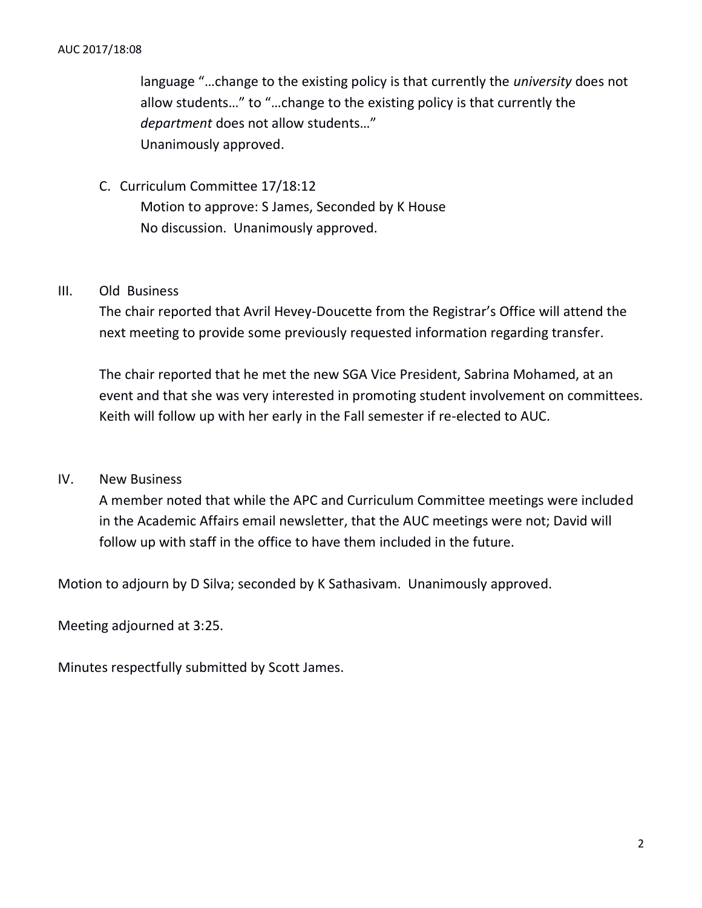language "…change to the existing policy is that currently the *university* does not allow students…" to "…change to the existing policy is that currently the *department* does not allow students…"
Unanimously approved.

C. Curriculum Committee 17/18:12
   Motion to approve: S James, Seconded by K House
   No discussion. Unanimously approved.

III. Old Business

The chair reported that Avril Hevey-Doucette from the Registrar's Office will attend the next meeting to provide some previously requested information regarding transfer.

The chair reported that he met the new SGA Vice President, Sabrina Mohamed, at an event and that she was very interested in promoting student involvement on committees. Keith will follow up with her early in the Fall semester if re-elected to AUC.

IV. New Business

A member noted that while the APC and Curriculum Committee meetings were included in the Academic Affairs email newsletter, that the AUC meetings were not; David will follow up with staff in the office to have them included in the future.

Motion to adjourn by D Silva; seconded by K Sathasivam. Unanimously approved.

Meeting adjourned at 3:25.

Minutes respectfully submitted by Scott James.